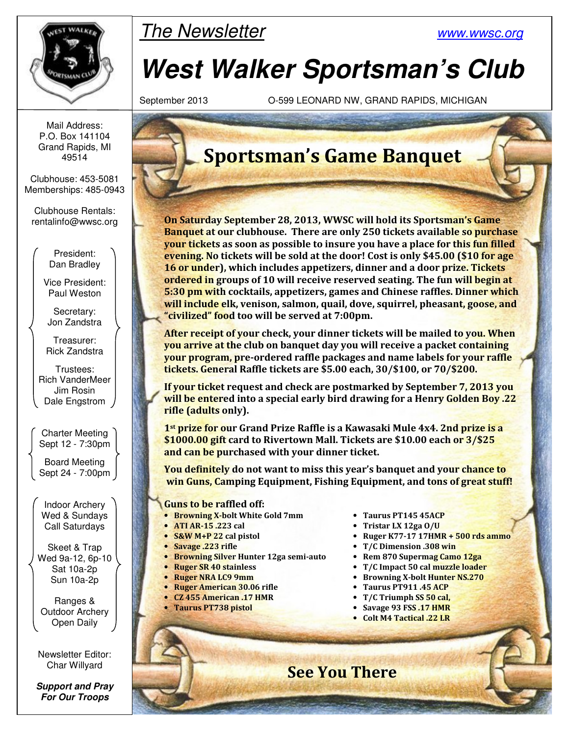*The Newsletter* www.wwsc.org

# West Walker Sportsman's Club

September 2013 O-599 LEONARD NW, GRAND RAPIDS, MICHIGAN

Mail Address:
P.O. Box 141104
Grand Rapids, MI
49514

Clubhouse: 453-5081
Memberships: 485-0943

Clubhouse Rentals:
rentalinfo@wwsc.org

President:
Dan Bradley

Vice President:
Paul Weston

Secretary:
Jon Zandstra

Treasurer:
Rick Zandstra

Trustees:
Rich VanderMeer
Jim Rosin
Dale Engstrom

Charter Meeting
Sept 12 - 7:30pm

Board Meeting
Sept 24 - 7:00pm

Indoor Archery
Wed & Sundays
Call Saturdays

Skeet & Trap
Wed 9a-12, 6p-10
Sat 10a-2p
Sun 10a-2p

Ranges &
Outdoor Archery
Open Daily

Newsletter Editor:
Char Willyard

***Support and Pray For Our Troops***

## Sportsman's Game Banquet

**On Saturday September 28, 2013, WWSC will hold its Sportsman's Game Banquet at our clubhouse. There are only 250 tickets available so purchase your tickets as soon as possible to insure you have a place for this fun filled evening. No tickets will be sold at the door! Cost is only $45.00 ($10 for age 16 or under), which includes appetizers, dinner and a door prize. Tickets ordered in groups of 10 will receive reserved seating. The fun will begin at 5:30 pm with cocktails, appetizers, games and Chinese raffles. Dinner which will include elk, venison, salmon, quail, dove, squirrel, pheasant, goose, and "civilized" food too will be served at 7:00pm.**

**After receipt of your check, your dinner tickets will be mailed to you. When you arrive at the club on banquet day you will receive a packet containing your program, pre-ordered raffle packages and name labels for your raffle tickets. General Raffle tickets are $5.00 each, 30/$100, or 70/$200.**

**If your ticket request and check are postmarked by September 7, 2013 you will be entered into a special early bird drawing for a Henry Golden Boy .22 rifle (adults only).**

**1st prize for our Grand Prize Raffle is a Kawasaki Mule 4x4. 2nd prize is a $1000.00 gift card to Rivertown Mall. Tickets are $10.00 each or 3/$25 and can be purchased with your dinner ticket.**

**You definitely do not want to miss this year's banquet and your chance to win Guns, Camping Equipment, Fishing Equipment, and tons of great stuff!**

**Guns to be raffled off:**

- **Browning X-bolt White Gold 7mm**
- **ATI AR-15 .223 cal**
- **S&W M+P 22 cal pistol**
- **Savage .223 rifle**
- **Browning Silver Hunter 12ga semi-auto**
- **Ruger SR 40 stainless**
- **Ruger NRA LC9 9mm**
- **Ruger American 30.06 rifle**
- **CZ 455 American .17 HMR**
- **Taurus PT738 pistol**
- **Taurus PT145 45ACP**
- **Tristar LX 12ga O/U**
- **Ruger K77-17 17HMR + 500 rds ammo**
- **T/C Dimension .308 win**
- **Rem 870 Supermag Camo 12ga**
- **T/C Impact 50 cal muzzle loader**
- **Browning X-bolt Hunter NS.270**
- **Taurus PT911 .45 ACP**
- **T/C Triumph SS 50 cal,**
- **Savage 93 FSS .17 HMR**
- **Colt M4 Tactical .22 LR**

## See You There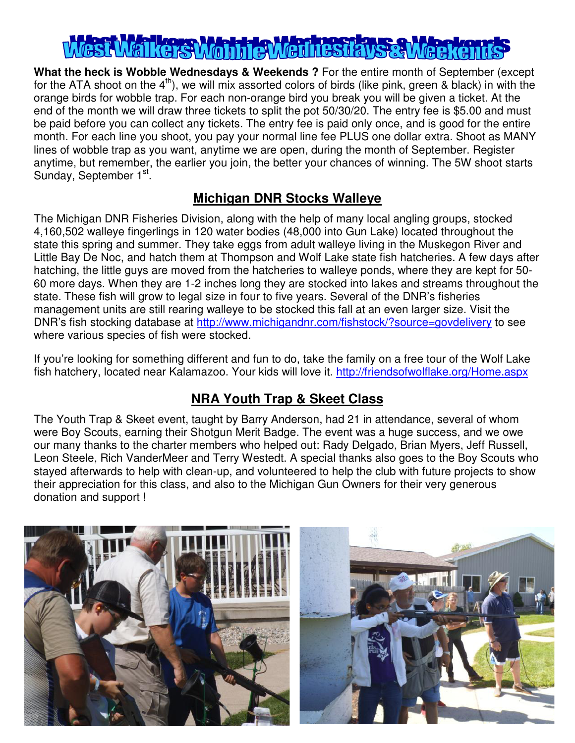# West Walkers Wobble Wednesdays & Weekends

**What the heck is Wobble Wednesdays & Weekends ?** For the entire month of September (except for the ATA shoot on the 4th), we will mix assorted colors of birds (like pink, green & black) in with the orange birds for wobble trap. For each non-orange bird you break you will be given a ticket. At the end of the month we will draw three tickets to split the pot 50/30/20. The entry fee is $5.00 and must be paid before you can collect any tickets. The entry fee is paid only once, and is good for the entire month. For each line you shoot, you pay your normal line fee PLUS one dollar extra. Shoot as MANY lines of wobble trap as you want, anytime we are open, during the month of September. Register anytime, but remember, the earlier you join, the better your chances of winning. The 5W shoot starts Sunday, September 1st.

## Michigan DNR Stocks Walleye

The Michigan DNR Fisheries Division, along with the help of many local angling groups, stocked 4,160,502 walleye fingerlings in 120 water bodies (48,000 into Gun Lake) located throughout the state this spring and summer. They take eggs from adult walleye living in the Muskegon River and Little Bay De Noc, and hatch them at Thompson and Wolf Lake state fish hatcheries. A few days after hatching, the little guys are moved from the hatcheries to walleye ponds, where they are kept for 50-60 more days. When they are 1-2 inches long they are stocked into lakes and streams throughout the state. These fish will grow to legal size in four to five years. Several of the DNR's fisheries management units are still rearing walleye to be stocked this fall at an even larger size. Visit the DNR's fish stocking database at http://www.michigandnr.com/fishstock/?source=govdelivery to see where various species of fish were stocked.

If you're looking for something different and fun to do, take the family on a free tour of the Wolf Lake fish hatchery, located near Kalamazoo. Your kids will love it. http://friendsofwolflake.org/Home.aspx

## NRA Youth Trap & Skeet Class

The Youth Trap & Skeet event, taught by Barry Anderson, had 21 in attendance, several of whom were Boy Scouts, earning their Shotgun Merit Badge. The event was a huge success, and we owe our many thanks to the charter members who helped out: Rady Delgado, Brian Myers, Jeff Russell, Leon Steele, Rich VanderMeer and Terry Westedt. A special thanks also goes to the Boy Scouts who stayed afterwards to help with clean-up, and volunteered to help the club with future projects to show their appreciation for this class, and also to the Michigan Gun Owners for their very generous donation and support !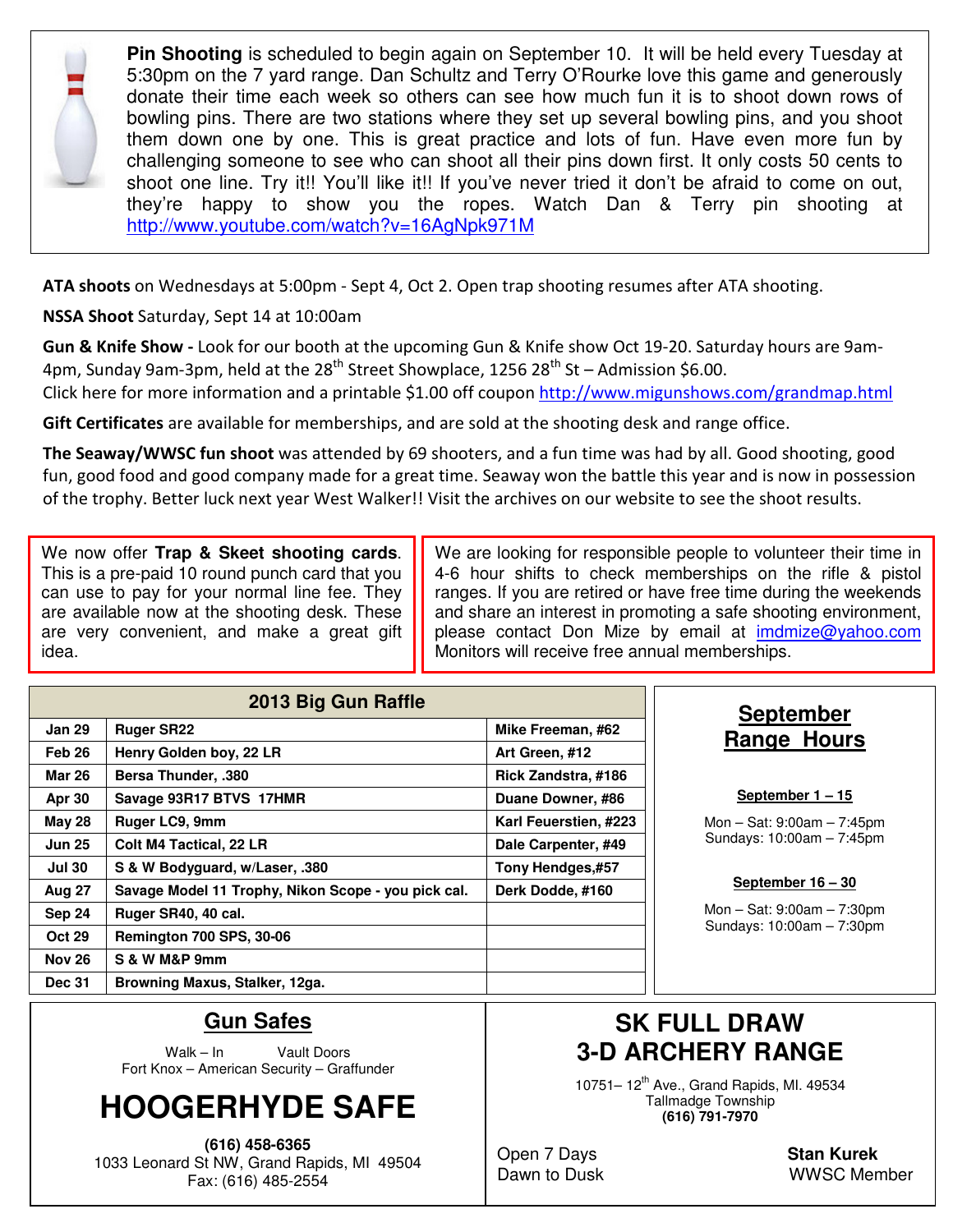**Pin Shooting** is scheduled to begin again on September 10. It will be held every Tuesday at 5:30pm on the 7 yard range. Dan Schultz and Terry O'Rourke love this game and generously donate their time each week so others can see how much fun it is to shoot down rows of bowling pins. There are two stations where they set up several bowling pins, and you shoot them down one by one. This is great practice and lots of fun. Have even more fun by challenging someone to see who can shoot all their pins down first. It only costs 50 cents to shoot one line. Try it!! You'll like it!! If you've never tried it don't be afraid to come on out, they're happy to show you the ropes. Watch Dan & Terry pin shooting at http://www.youtube.com/watch?v=16AgNpk971M

**ATA shoots** on Wednesdays at 5:00pm - Sept 4, Oct 2. Open trap shooting resumes after ATA shooting.

**NSSA Shoot** Saturday, Sept 14 at 10:00am

**Gun & Knife Show -** Look for our booth at the upcoming Gun & Knife show Oct 19-20. Saturday hours are 9am-4pm, Sunday 9am-3pm, held at the 28th Street Showplace, 1256 28th St – Admission $6.00.
Click here for more information and a printable $1.00 off coupon http://www.migunshows.com/grandmap.html

**Gift Certificates** are available for memberships, and are sold at the shooting desk and range office.

**The Seaway/WWSC fun shoot** was attended by 69 shooters, and a fun time was had by all. Good shooting, good fun, good food and good company made for a great time. Seaway won the battle this year and is now in possession of the trophy. Better luck next year West Walker!! Visit the archives on our website to see the shoot results.

We now offer **Trap & Skeet shooting cards**. This is a pre-paid 10 round punch card that you can use to pay for your normal line fee. They are available now at the shooting desk. These are very convenient, and make a great gift idea.

We are looking for responsible people to volunteer their time in 4-6 hour shifts to check memberships on the rifle & pistol ranges. If you are retired or have free time during the weekends and share an interest in promoting a safe shooting environment, please contact Don Mize by email at imdmize@yahoo.com Monitors will receive free annual memberships.

## 2013 Big Gun Raffle

| Date | Gun | Winner |
|---|---|---|
| Jan 29 | Ruger SR22 | Mike Freeman, #62 |
| Feb 26 | Henry Golden boy, 22 LR | Art Green, #12 |
| Mar 26 | Bersa Thunder, .380 | Rick Zandstra, #186 |
| Apr 30 | Savage 93R17 BTVS 17HMR | Duane Downer, #86 |
| May 28 | Ruger LC9, 9mm | Karl Feuerstien, #223 |
| Jun 25 | Colt M4 Tactical, 22 LR | Dale Carpenter, #49 |
| Jul 30 | S & W Bodyguard, w/Laser, .380 | Tony Hendges,#57 |
| Aug 27 | Savage Model 11 Trophy, Nikon Scope - you pick cal. | Derk Dodde, #160 |
| Sep 24 | Ruger SR40, 40 cal. | |
| Oct 29 | Remington 700 SPS, 30-06 | |
| Nov 26 | S & W M&P 9mm | |
| Dec 31 | Browning Maxus, Stalker, 12ga. | |

## September Range Hours

**September 1 – 15**

Mon – Sat: 9:00am – 7:45pm
Sundays: 10:00am – 7:45pm

**September 16 – 30**

Mon – Sat: 9:00am – 7:30pm
Sundays: 10:00am – 7:30pm

## Gun Safes

Walk – In Vault Doors
Fort Knox – American Security – Graffunder

# HOOGERHYDE SAFE

**(616) 458-6365**
1033 Leonard St NW, Grand Rapids, MI 49504
Fax: (616) 485-2554

## SK FULL DRAW 3-D ARCHERY RANGE

10751– 12th Ave., Grand Rapids, MI. 49534
Tallmadge Township
**(616) 791-7970**

Open 7 Days
Dawn to Dusk

**Stan Kurek**
WWSC Member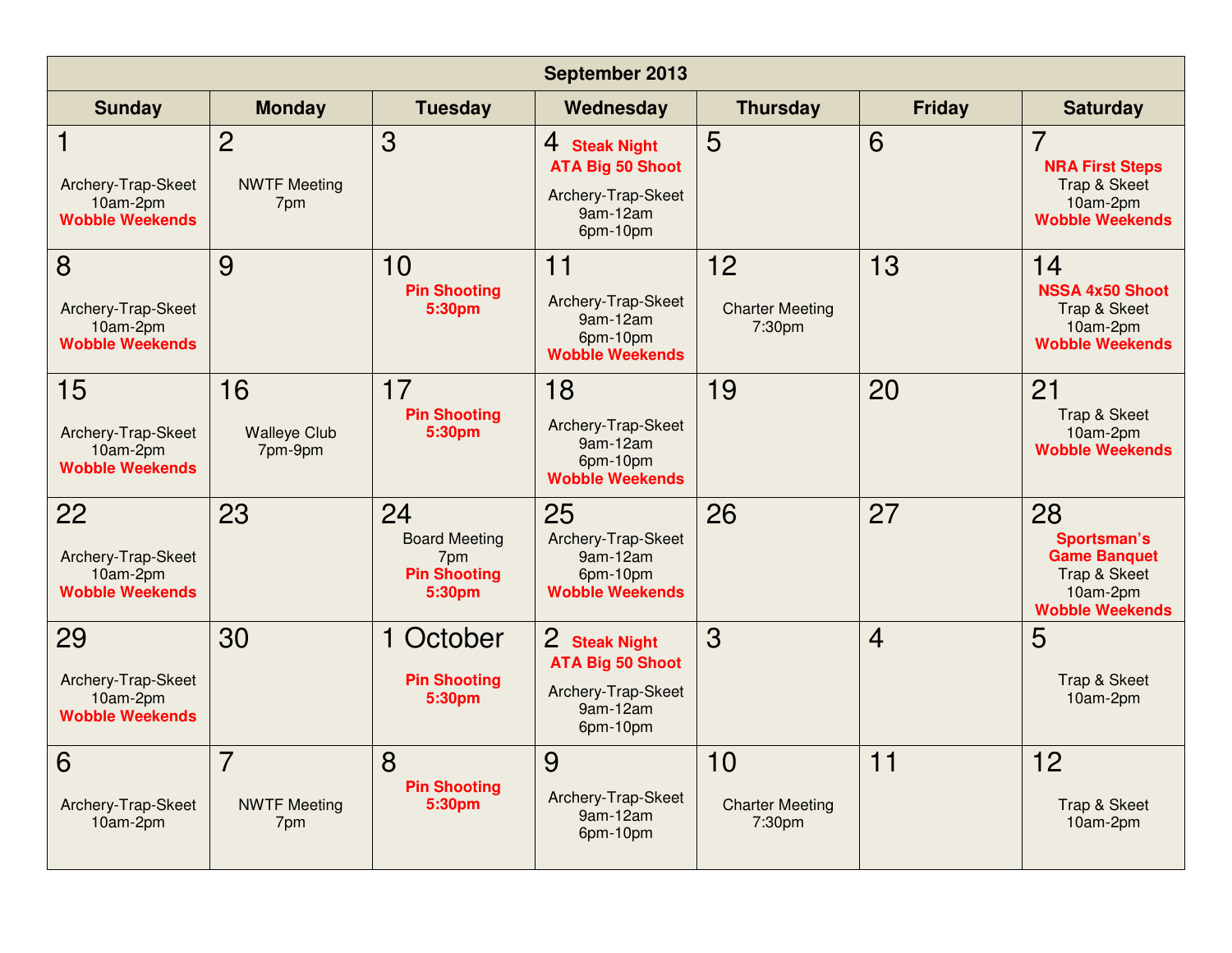| September 2013 | | | | | | |
|---|---|---|---|---|---|---|
| **Sunday** | **Monday** | **Tuesday** | **Wednesday** | **Thursday** | **Friday** | **Saturday** |
| 1 Archery-Trap-Skeet 10am-2pm **Wobble Weekends** | 2 NWTF Meeting 7pm | 3 | 4 **Steak Night** **ATA Big 50 Shoot** Archery-Trap-Skeet 9am-12am 6pm-10pm | 5 | 6 | 7 **NRA First Steps** Trap & Skeet 10am-2pm **Wobble Weekends** |
| 8 Archery-Trap-Skeet 10am-2pm **Wobble Weekends** | 9 | 10 **Pin Shooting 5:30pm** | 11 Archery-Trap-Skeet 9am-12am 6pm-10pm **Wobble Weekends** | 12 Charter Meeting 7:30pm | 13 | 14 **NSSA 4x50 Shoot** Trap & Skeet 10am-2pm **Wobble Weekends** |
| 15 Archery-Trap-Skeet 10am-2pm **Wobble Weekends** | 16 Walleye Club 7pm-9pm | 17 **Pin Shooting 5:30pm** | 18 Archery-Trap-Skeet 9am-12am 6pm-10pm **Wobble Weekends** | 19 | 20 | 21 Trap & Skeet 10am-2pm **Wobble Weekends** |
| 22 Archery-Trap-Skeet 10am-2pm **Wobble Weekends** | 23 | 24 Board Meeting 7pm **Pin Shooting 5:30pm** | 25 Archery-Trap-Skeet 9am-12am 6pm-10pm **Wobble Weekends** | 26 | 27 | 28 **Sportsman's Game Banquet** Trap & Skeet 10am-2pm **Wobble Weekends** |
| 29 Archery-Trap-Skeet 10am-2pm **Wobble Weekends** | 30 | 1 October **Pin Shooting 5:30pm** | 2 **Steak Night** **ATA Big 50 Shoot** Archery-Trap-Skeet 9am-12am 6pm-10pm | 3 | 4 | 5 Trap & Skeet 10am-2pm |
| 6 Archery-Trap-Skeet 10am-2pm | 7 NWTF Meeting 7pm | 8 **Pin Shooting 5:30pm** | 9 Archery-Trap-Skeet 9am-12am 6pm-10pm | 10 Charter Meeting 7:30pm | 11 | 12 Trap & Skeet 10am-2pm |